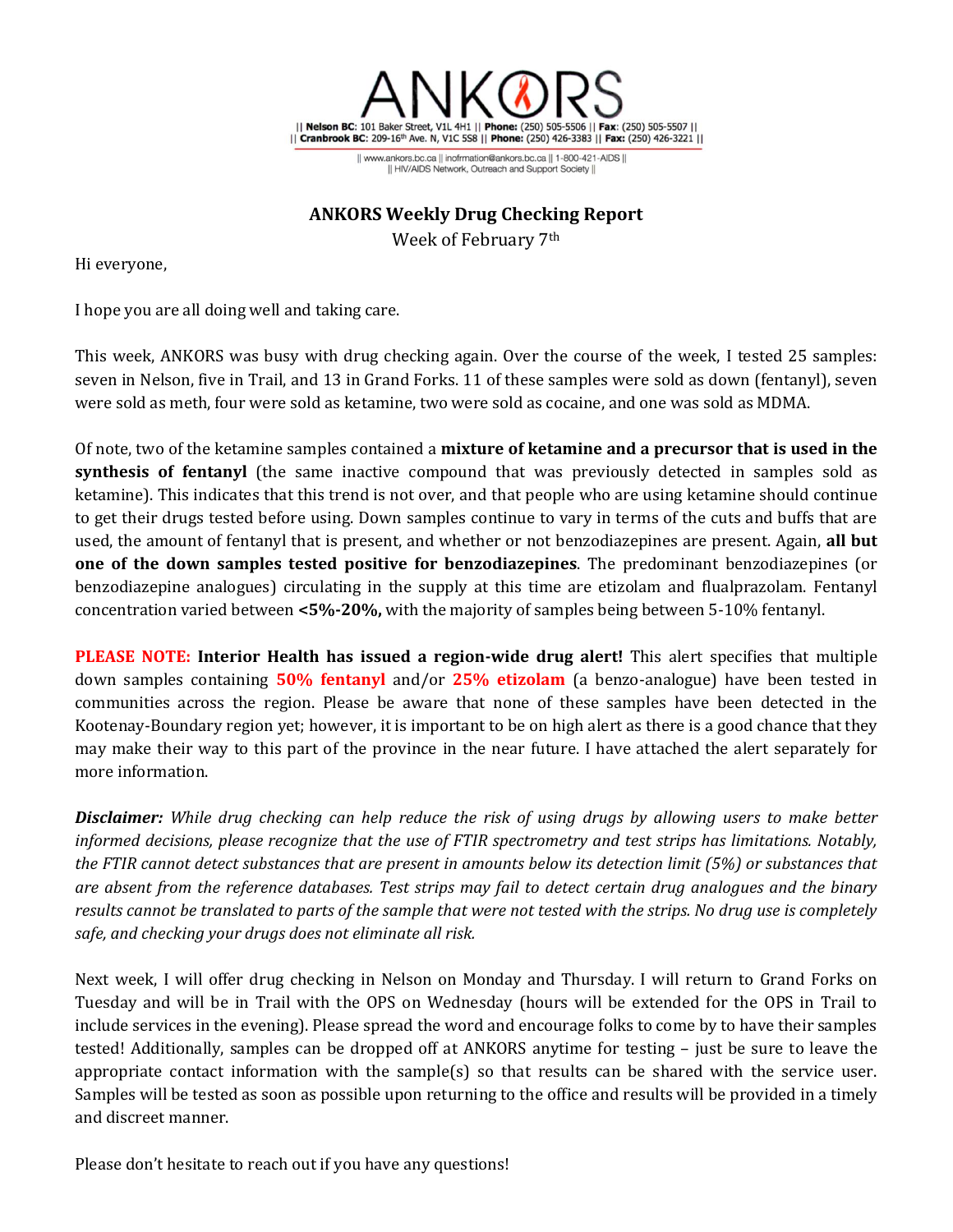ANKORS

|| **Nelson BC**: 101 Baker Street, V1L 4H1 || **Phone:** (250) 505-5506 || **Fax**: (250) 505-5507 ||
|| **Cranbrook BC**: 209-16th Ave. N, V1C 5S8 || **Phone:** (250) 426-3383 || **Fax:** (250) 426-3221 ||

|| www.ankors.bc.ca || inofrmation@ankors.bc.ca || 1-800-421-AIDS ||
|| HIV/AIDS Network, Outreach and Support Society ||

**ANKORS Weekly Drug Checking Report**

Week of February 7th

Hi everyone,

I hope you are all doing well and taking care.

This week, ANKORS was busy with drug checking again. Over the course of the week, I tested 25 samples: seven in Nelson, five in Trail, and 13 in Grand Forks. 11 of these samples were sold as down (fentanyl), seven were sold as meth, four were sold as ketamine, two were sold as cocaine, and one was sold as MDMA.

Of note, two of the ketamine samples contained a **mixture of ketamine and a precursor that is used in the synthesis of fentanyl** (the same inactive compound that was previously detected in samples sold as ketamine). This indicates that this trend is not over, and that people who are using ketamine should continue to get their drugs tested before using. Down samples continue to vary in terms of the cuts and buffs that are used, the amount of fentanyl that is present, and whether or not benzodiazepines are present. Again, **all but one of the down samples tested positive for benzodiazepines**. The predominant benzodiazepines (or benzodiazepine analogues) circulating in the supply at this time are etizolam and flualprazolam. Fentanyl concentration varied between **<5%-20%,** with the majority of samples being between 5-10% fentanyl.

**PLEASE NOTE: Interior Health has issued a region-wide drug alert!** This alert specifies that multiple down samples containing **50% fentanyl** and/or **25% etizolam** (a benzo-analogue) have been tested in communities across the region. Please be aware that none of these samples have been detected in the Kootenay-Boundary region yet; however, it is important to be on high alert as there is a good chance that they may make their way to this part of the province in the near future. I have attached the alert separately for more information.

***Disclaimer:*** *While drug checking can help reduce the risk of using drugs by allowing users to make better informed decisions, please recognize that the use of FTIR spectrometry and test strips has limitations. Notably, the FTIR cannot detect substances that are present in amounts below its detection limit (5%) or substances that are absent from the reference databases. Test strips may fail to detect certain drug analogues and the binary results cannot be translated to parts of the sample that were not tested with the strips. No drug use is completely safe, and checking your drugs does not eliminate all risk.*

Next week, I will offer drug checking in Nelson on Monday and Thursday. I will return to Grand Forks on Tuesday and will be in Trail with the OPS on Wednesday (hours will be extended for the OPS in Trail to include services in the evening). Please spread the word and encourage folks to come by to have their samples tested! Additionally, samples can be dropped off at ANKORS anytime for testing – just be sure to leave the appropriate contact information with the sample(s) so that results can be shared with the service user. Samples will be tested as soon as possible upon returning to the office and results will be provided in a timely and discreet manner.

Please don't hesitate to reach out if you have any questions!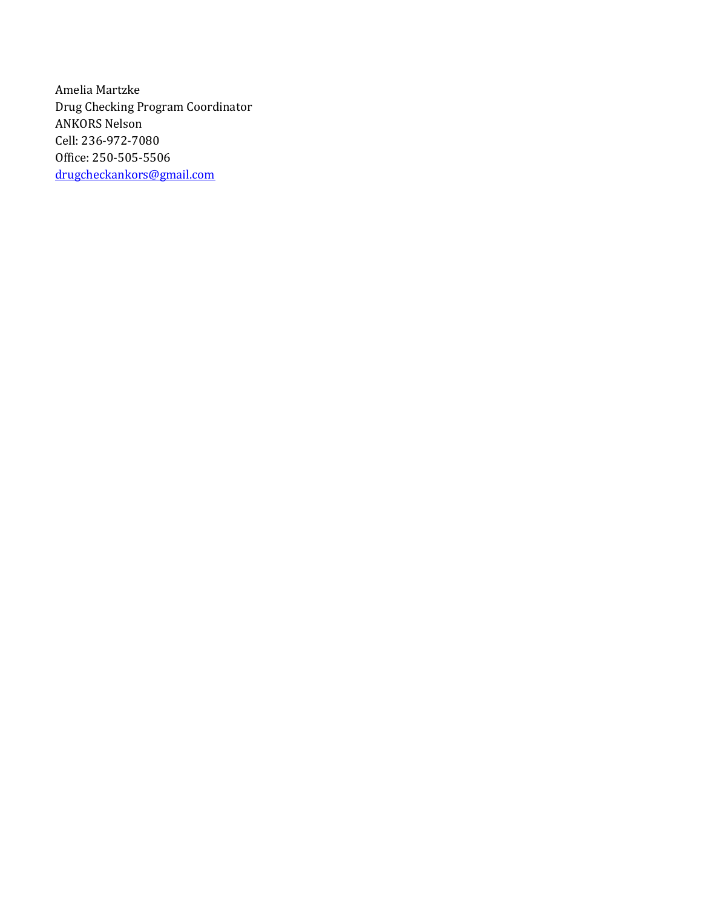Amelia Martzke
Drug Checking Program Coordinator
ANKORS Nelson
Cell: 236-972-7080
Office: 250-505-5506
drugcheckankors@gmail.com